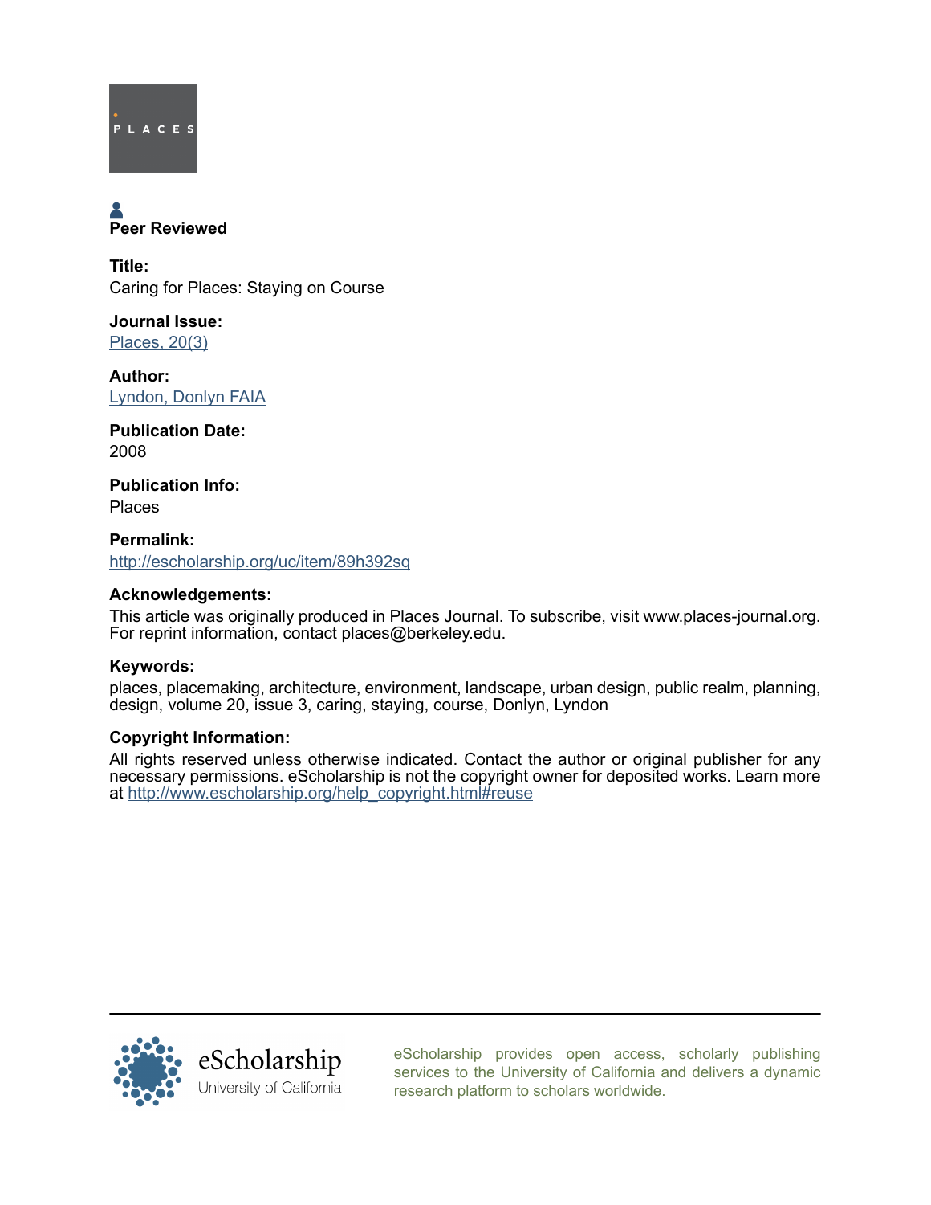PLACES

**Peer Reviewed**

**Title:**
Caring for Places: Staying on Course

**Journal Issue:**
Places, 20(3)

**Author:**
Lyndon, Donlyn FAIA

**Publication Date:**
2008

**Publication Info:**
Places

**Permalink:**
http://escholarship.org/uc/item/89h392sq

**Acknowledgements:**
This article was originally produced in Places Journal. To subscribe, visit www.places-journal.org. For reprint information, contact places@berkeley.edu.

**Keywords:**
places, placemaking, architecture, environment, landscape, urban design, public realm, planning, design, volume 20, issue 3, caring, staying, course, Donlyn, Lyndon

**Copyright Information:**
All rights reserved unless otherwise indicated. Contact the author or original publisher for any necessary permissions. eScholarship is not the copyright owner for deposited works. Learn more at http://www.escholarship.org/help_copyright.html#reuse

eScholarship
University of California

eScholarship provides open access, scholarly publishing services to the University of California and delivers a dynamic research platform to scholars worldwide.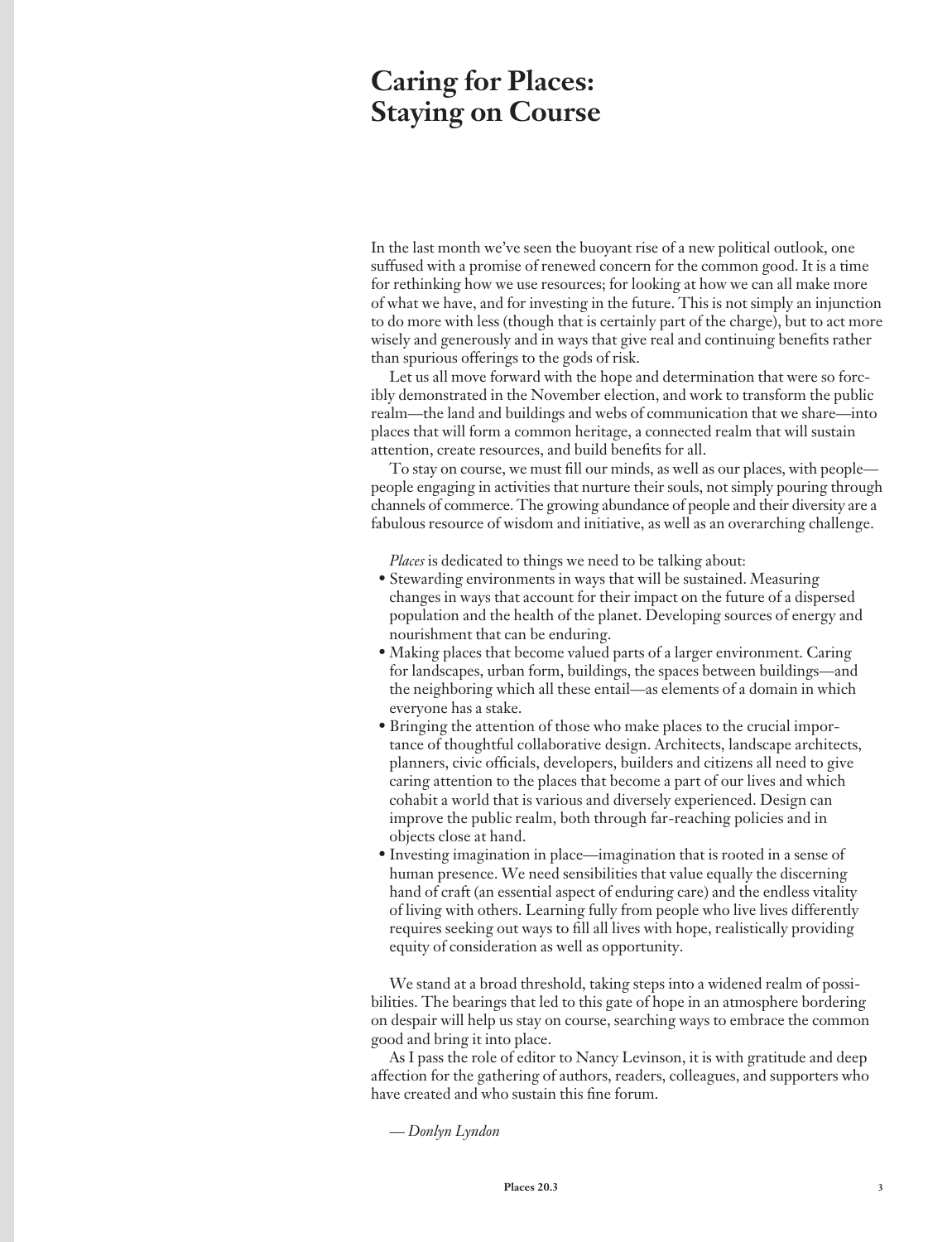# Caring for Places: Staying on Course

In the last month we've seen the buoyant rise of a new political outlook, one suffused with a promise of renewed concern for the common good. It is a time for rethinking how we use resources; for looking at how we can all make more of what we have, and for investing in the future. This is not simply an injunction to do more with less (though that is certainly part of the charge), but to act more wisely and generously and in ways that give real and continuing benefits rather than spurious offerings to the gods of risk.

Let us all move forward with the hope and determination that were so forcibly demonstrated in the November election, and work to transform the public realm—the land and buildings and webs of communication that we share—into places that will form a common heritage, a connected realm that will sustain attention, create resources, and build benefits for all.

To stay on course, we must fill our minds, as well as our places, with people—people engaging in activities that nurture their souls, not simply pouring through channels of commerce. The growing abundance of people and their diversity are a fabulous resource of wisdom and initiative, as well as an overarching challenge.

*Places* is dedicated to things we need to be talking about:

- Stewarding environments in ways that will be sustained. Measuring changes in ways that account for their impact on the future of a dispersed population and the health of the planet. Developing sources of energy and nourishment that can be enduring.
- Making places that become valued parts of a larger environment. Caring for landscapes, urban form, buildings, the spaces between buildings—and the neighboring which all these entail—as elements of a domain in which everyone has a stake.
- Bringing the attention of those who make places to the crucial importance of thoughtful collaborative design. Architects, landscape architects, planners, civic officials, developers, builders and citizens all need to give caring attention to the places that become a part of our lives and which cohabit a world that is various and diversely experienced. Design can improve the public realm, both through far-reaching policies and in objects close at hand.
- Investing imagination in place—imagination that is rooted in a sense of human presence. We need sensibilities that value equally the discerning hand of craft (an essential aspect of enduring care) and the endless vitality of living with others. Learning fully from people who live lives differently requires seeking out ways to fill all lives with hope, realistically providing equity of consideration as well as opportunity.

We stand at a broad threshold, taking steps into a widened realm of possibilities. The bearings that led to this gate of hope in an atmosphere bordering on despair will help us stay on course, searching ways to embrace the common good and bring it into place.

As I pass the role of editor to Nancy Levinson, it is with gratitude and deep affection for the gathering of authors, readers, colleagues, and supporters who have created and who sustain this fine forum.

*— Donlyn Lyndon*